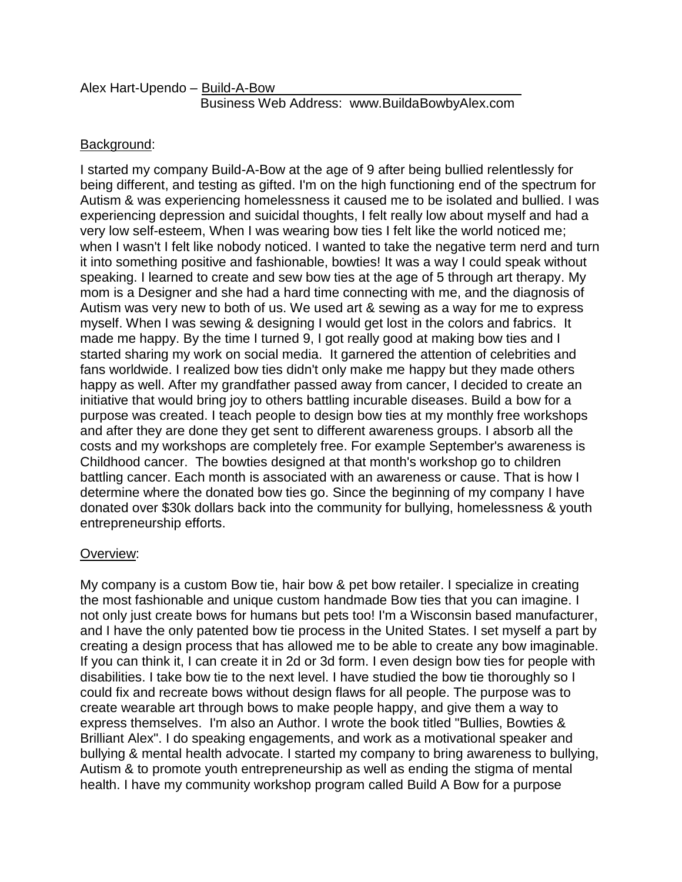Alex Hart-Upendo – Build-A-Bow
Business Web Address: www.BuildaBowbyAlex.com

Background:

I started my company Build-A-Bow at the age of 9 after being bullied relentlessly for being different, and testing as gifted. I'm on the high functioning end of the spectrum for Autism & was experiencing homelessness it caused me to be isolated and bullied. I was experiencing depression and suicidal thoughts, I felt really low about myself and had a very low self-esteem, When I was wearing bow ties I felt like the world noticed me; when I wasn't I felt like nobody noticed. I wanted to take the negative term nerd and turn it into something positive and fashionable, bowties! It was a way I could speak without speaking. I learned to create and sew bow ties at the age of 5 through art therapy. My mom is a Designer and she had a hard time connecting with me, and the diagnosis of Autism was very new to both of us. We used art & sewing as a way for me to express myself. When I was sewing & designing I would get lost in the colors and fabrics. It made me happy. By the time I turned 9, I got really good at making bow ties and I started sharing my work on social media. It garnered the attention of celebrities and fans worldwide. I realized bow ties didn't only make me happy but they made others happy as well. After my grandfather passed away from cancer, I decided to create an initiative that would bring joy to others battling incurable diseases. Build a bow for a purpose was created. I teach people to design bow ties at my monthly free workshops and after they are done they get sent to different awareness groups. I absorb all the costs and my workshops are completely free. For example September's awareness is Childhood cancer. The bowties designed at that month's workshop go to children battling cancer. Each month is associated with an awareness or cause. That is how I determine where the donated bow ties go. Since the beginning of my company I have donated over $30k dollars back into the community for bullying, homelessness & youth entrepreneurship efforts.

Overview:

My company is a custom Bow tie, hair bow & pet bow retailer. I specialize in creating the most fashionable and unique custom handmade Bow ties that you can imagine. I not only just create bows for humans but pets too! I'm a Wisconsin based manufacturer, and I have the only patented bow tie process in the United States. I set myself a part by creating a design process that has allowed me to be able to create any bow imaginable. If you can think it, I can create it in 2d or 3d form. I even design bow ties for people with disabilities. I take bow tie to the next level. I have studied the bow tie thoroughly so I could fix and recreate bows without design flaws for all people. The purpose was to create wearable art through bows to make people happy, and give them a way to express themselves. I'm also an Author. I wrote the book titled "Bullies, Bowties & Brilliant Alex". I do speaking engagements, and work as a motivational speaker and bullying & mental health advocate. I started my company to bring awareness to bullying, Autism & to promote youth entrepreneurship as well as ending the stigma of mental health. I have my community workshop program called Build A Bow for a purpose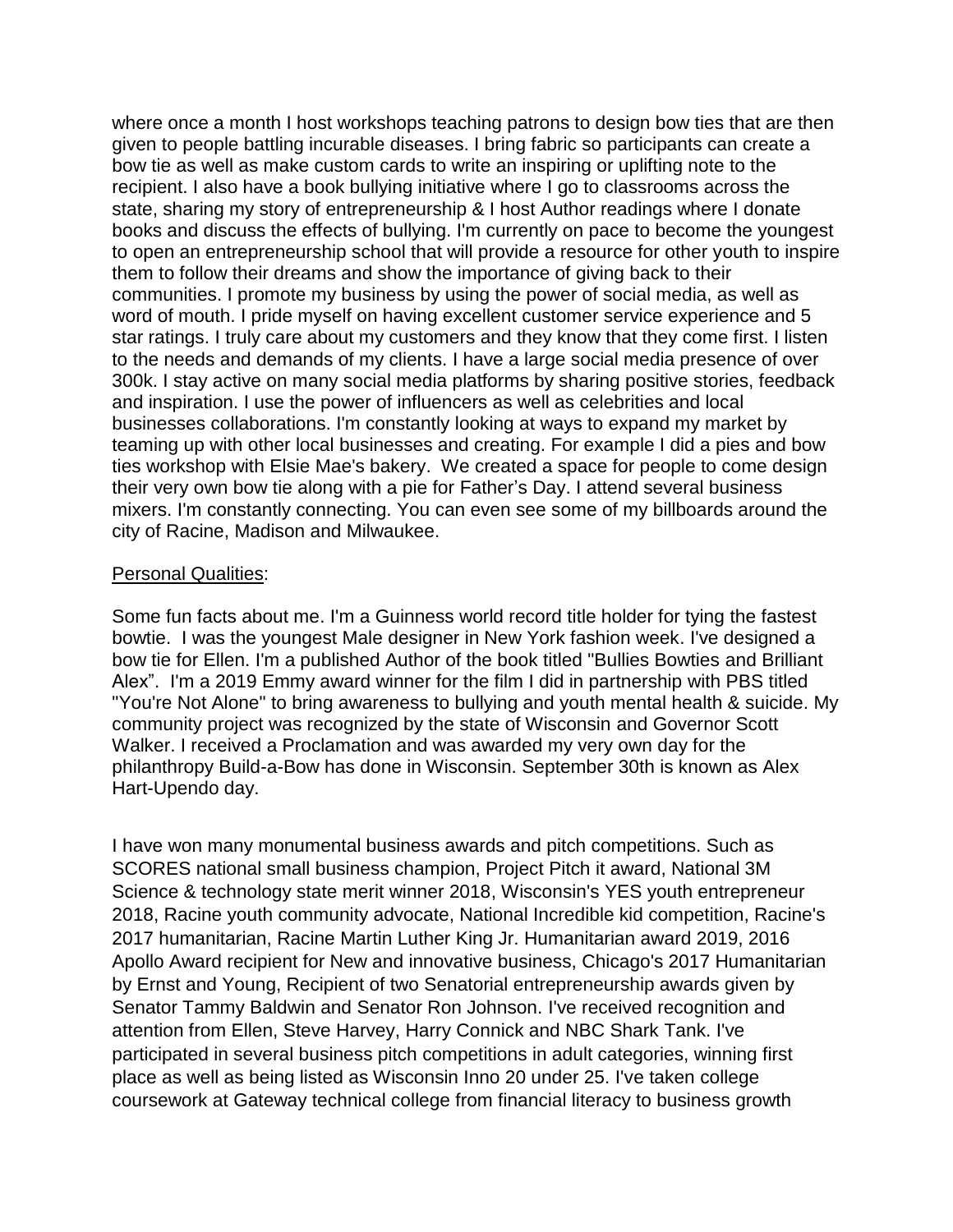where once a month I host workshops teaching patrons to design bow ties that are then given to people battling incurable diseases. I bring fabric so participants can create a bow tie as well as make custom cards to write an inspiring or uplifting note to the recipient. I also have a book bullying initiative where I go to classrooms across the state, sharing my story of entrepreneurship & I host Author readings where I donate books and discuss the effects of bullying. I'm currently on pace to become the youngest to open an entrepreneurship school that will provide a resource for other youth to inspire them to follow their dreams and show the importance of giving back to their communities. I promote my business by using the power of social media, as well as word of mouth. I pride myself on having excellent customer service experience and 5 star ratings. I truly care about my customers and they know that they come first. I listen to the needs and demands of my clients. I have a large social media presence of over 300k. I stay active on many social media platforms by sharing positive stories, feedback and inspiration. I use the power of influencers as well as celebrities and local businesses collaborations. I'm constantly looking at ways to expand my market by teaming up with other local businesses and creating. For example I did a pies and bow ties workshop with Elsie Mae's bakery. We created a space for people to come design their very own bow tie along with a pie for Father's Day. I attend several business mixers. I'm constantly connecting. You can even see some of my billboards around the city of Racine, Madison and Milwaukee.

<u>Personal Qualities</u>:

Some fun facts about me. I'm a Guinness world record title holder for tying the fastest bowtie. I was the youngest Male designer in New York fashion week. I've designed a bow tie for Ellen. I'm a published Author of the book titled "Bullies Bowties and Brilliant Alex". I'm a 2019 Emmy award winner for the film I did in partnership with PBS titled "You're Not Alone" to bring awareness to bullying and youth mental health & suicide. My community project was recognized by the state of Wisconsin and Governor Scott Walker. I received a Proclamation and was awarded my very own day for the philanthropy Build-a-Bow has done in Wisconsin. September 30th is known as Alex Hart-Upendo day.

I have won many monumental business awards and pitch competitions. Such as SCORES national small business champion, Project Pitch it award, National 3M Science & technology state merit winner 2018, Wisconsin's YES youth entrepreneur 2018, Racine youth community advocate, National Incredible kid competition, Racine's 2017 humanitarian, Racine Martin Luther King Jr. Humanitarian award 2019, 2016 Apollo Award recipient for New and innovative business, Chicago's 2017 Humanitarian by Ernst and Young, Recipient of two Senatorial entrepreneurship awards given by Senator Tammy Baldwin and Senator Ron Johnson. I've received recognition and attention from Ellen, Steve Harvey, Harry Connick and NBC Shark Tank. I've participated in several business pitch competitions in adult categories, winning first place as well as being listed as Wisconsin Inno 20 under 25. I've taken college coursework at Gateway technical college from financial literacy to business growth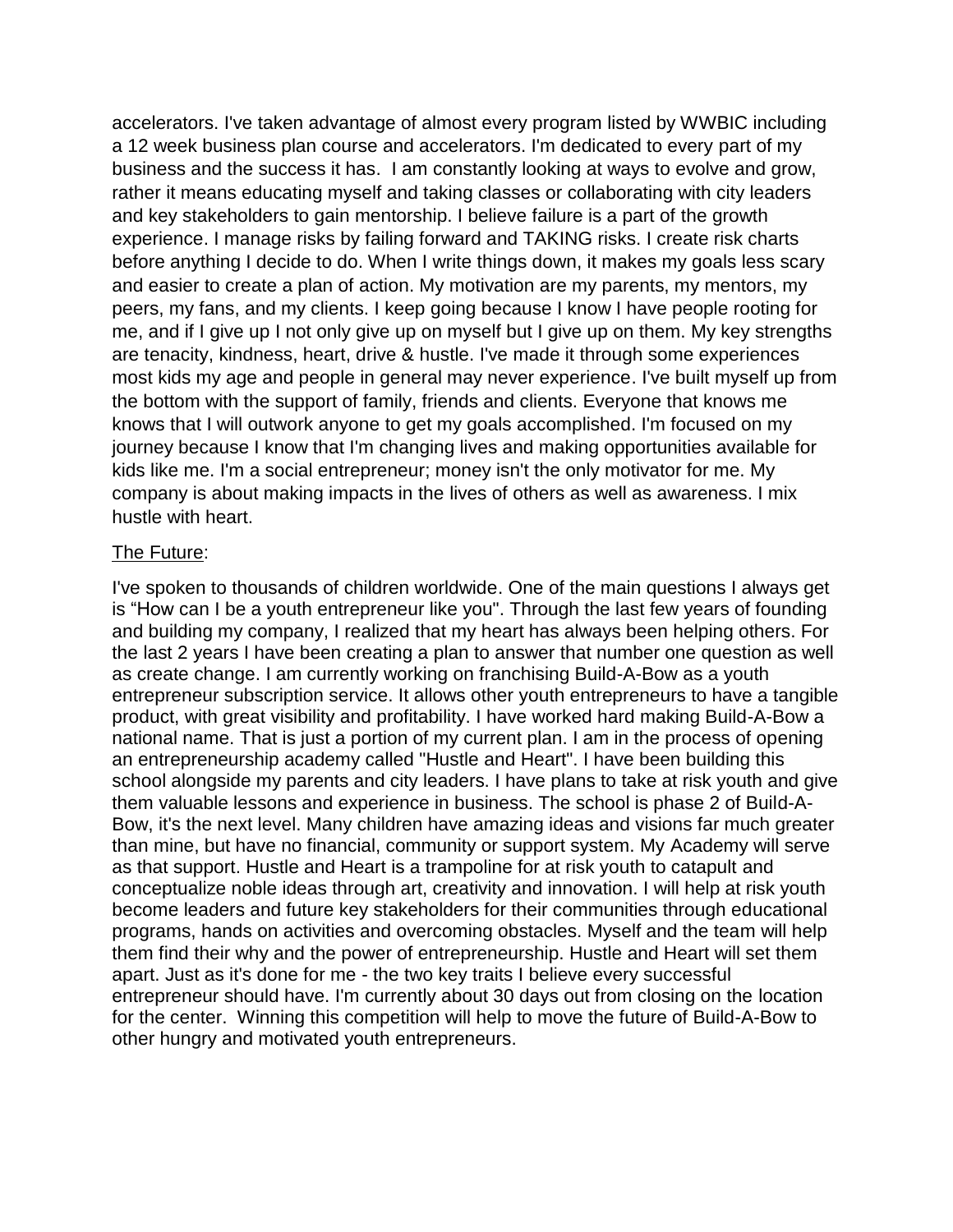accelerators. I've taken advantage of almost every program listed by WWBIC including a 12 week business plan course and accelerators. I'm dedicated to every part of my business and the success it has. I am constantly looking at ways to evolve and grow, rather it means educating myself and taking classes or collaborating with city leaders and key stakeholders to gain mentorship. I believe failure is a part of the growth experience. I manage risks by failing forward and TAKING risks. I create risk charts before anything I decide to do. When I write things down, it makes my goals less scary and easier to create a plan of action. My motivation are my parents, my mentors, my peers, my fans, and my clients. I keep going because I know I have people rooting for me, and if I give up I not only give up on myself but I give up on them. My key strengths are tenacity, kindness, heart, drive & hustle. I've made it through some experiences most kids my age and people in general may never experience. I've built myself up from the bottom with the support of family, friends and clients. Everyone that knows me knows that I will outwork anyone to get my goals accomplished. I'm focused on my journey because I know that I'm changing lives and making opportunities available for kids like me. I'm a social entrepreneur; money isn't the only motivator for me. My company is about making impacts in the lives of others as well as awareness. I mix hustle with heart.

The Future:

I've spoken to thousands of children worldwide. One of the main questions I always get is "How can I be a youth entrepreneur like you". Through the last few years of founding and building my company, I realized that my heart has always been helping others. For the last 2 years I have been creating a plan to answer that number one question as well as create change. I am currently working on franchising Build-A-Bow as a youth entrepreneur subscription service. It allows other youth entrepreneurs to have a tangible product, with great visibility and profitability. I have worked hard making Build-A-Bow a national name. That is just a portion of my current plan. I am in the process of opening an entrepreneurship academy called "Hustle and Heart". I have been building this school alongside my parents and city leaders. I have plans to take at risk youth and give them valuable lessons and experience in business. The school is phase 2 of Build-A-Bow, it's the next level. Many children have amazing ideas and visions far much greater than mine, but have no financial, community or support system. My Academy will serve as that support. Hustle and Heart is a trampoline for at risk youth to catapult and conceptualize noble ideas through art, creativity and innovation. I will help at risk youth become leaders and future key stakeholders for their communities through educational programs, hands on activities and overcoming obstacles. Myself and the team will help them find their why and the power of entrepreneurship. Hustle and Heart will set them apart. Just as it's done for me - the two key traits I believe every successful entrepreneur should have. I'm currently about 30 days out from closing on the location for the center. Winning this competition will help to move the future of Build-A-Bow to other hungry and motivated youth entrepreneurs.